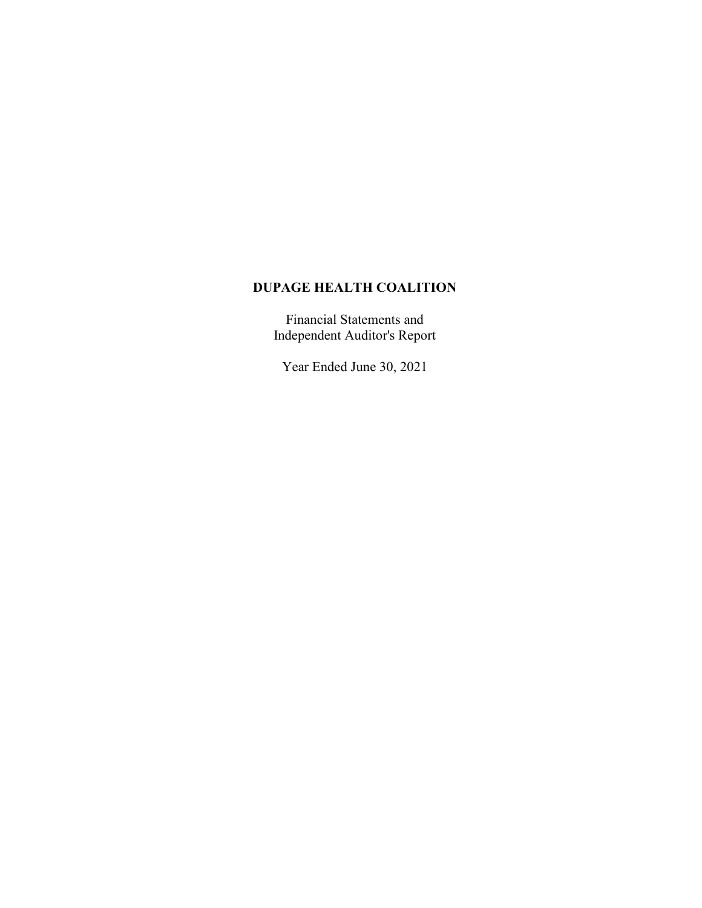# DUPAGE HEALTH COALITION

Financial Statements and
Independent Auditor's Report

Year Ended June 30, 2021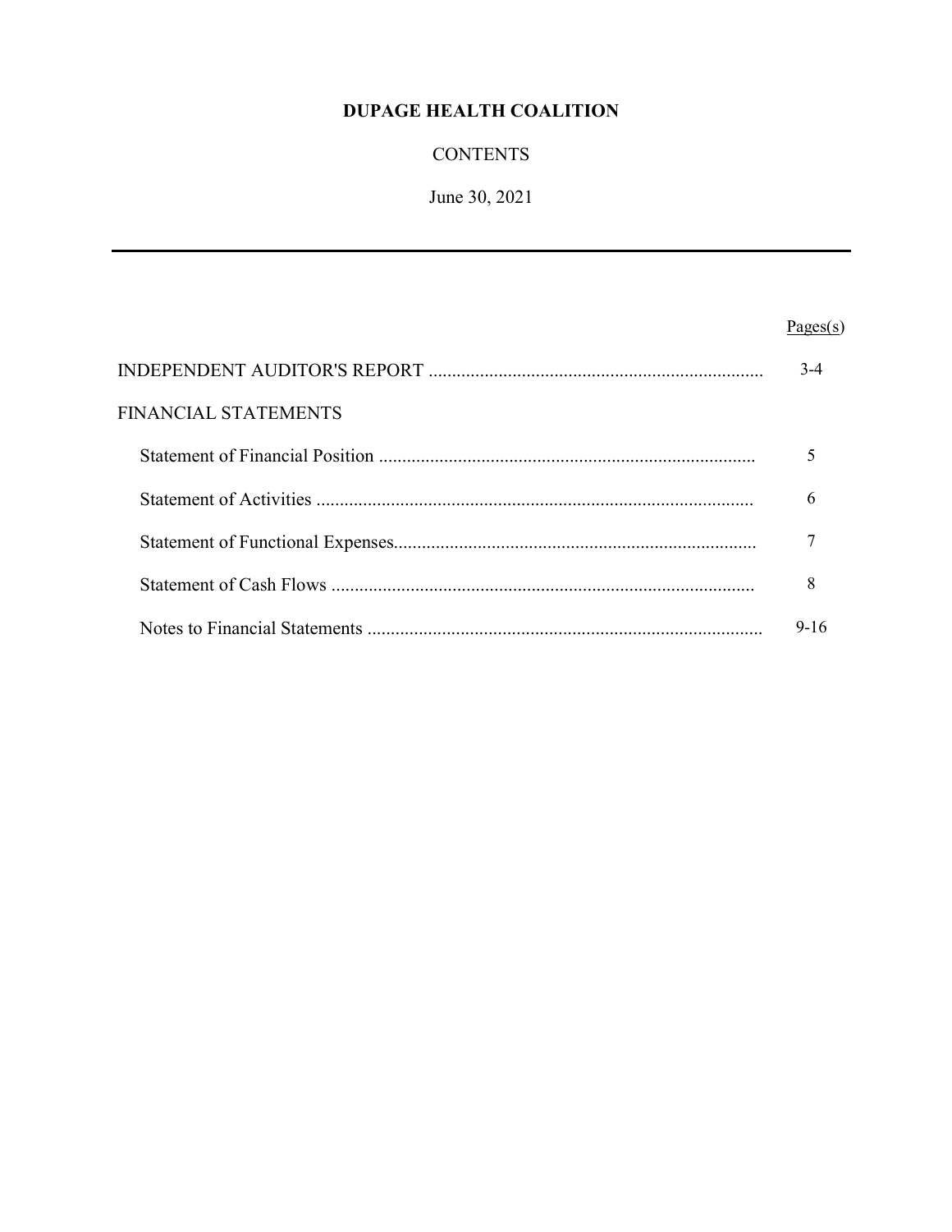**DUPAGE HEALTH COALITION**

CONTENTS

June 30, 2021

| | Pages(s) |
|---|---|
| INDEPENDENT AUDITOR'S REPORT | 3-4 |
| FINANCIAL STATEMENTS | |
| Statement of Financial Position | 5 |
| Statement of Activities | 6 |
| Statement of Functional Expenses | 7 |
| Statement of Cash Flows | 8 |
| Notes to Financial Statements | 9-16 |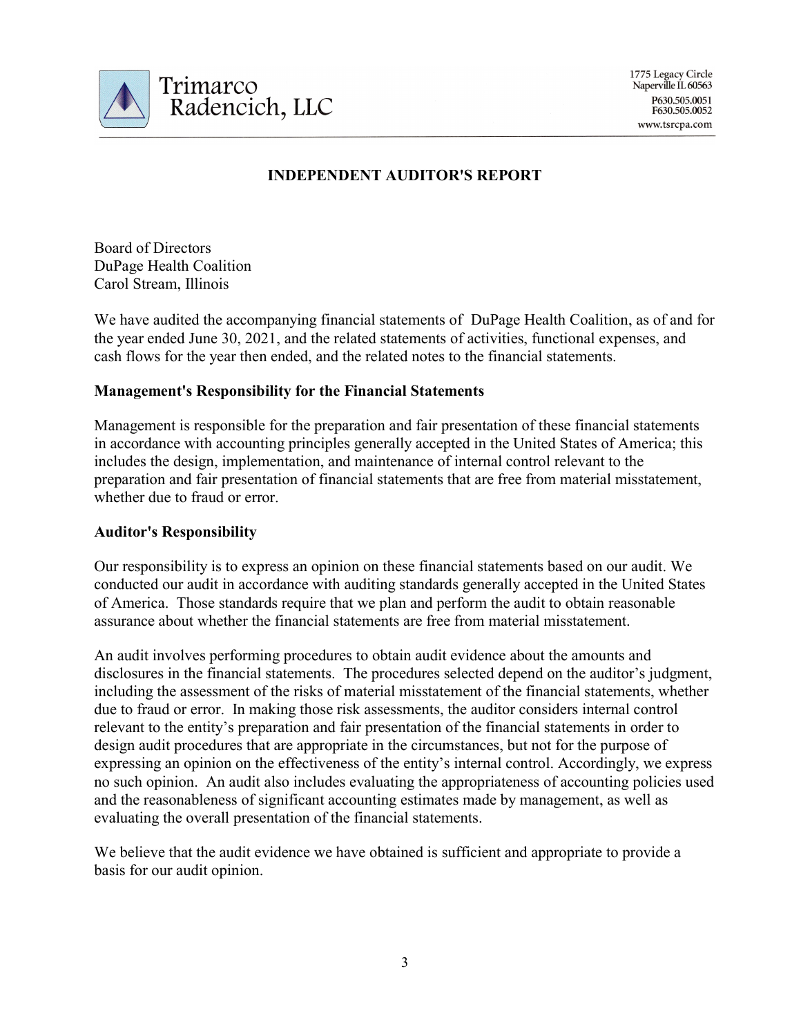Trimarco Radencich, LLC

1775 Legacy Circle
Naperville IL 60563
P630.505.0051
F630.505.0052
www.tsrcpa.com

## INDEPENDENT AUDITOR'S REPORT

Board of Directors
DuPage Health Coalition
Carol Stream, Illinois

We have audited the accompanying financial statements of DuPage Health Coalition, as of and for the year ended June 30, 2021, and the related statements of activities, functional expenses, and cash flows for the year then ended, and the related notes to the financial statements.

### Management's Responsibility for the Financial Statements

Management is responsible for the preparation and fair presentation of these financial statements in accordance with accounting principles generally accepted in the United States of America; this includes the design, implementation, and maintenance of internal control relevant to the preparation and fair presentation of financial statements that are free from material misstatement, whether due to fraud or error.

### Auditor's Responsibility

Our responsibility is to express an opinion on these financial statements based on our audit. We conducted our audit in accordance with auditing standards generally accepted in the United States of America. Those standards require that we plan and perform the audit to obtain reasonable assurance about whether the financial statements are free from material misstatement.

An audit involves performing procedures to obtain audit evidence about the amounts and disclosures in the financial statements. The procedures selected depend on the auditor's judgment, including the assessment of the risks of material misstatement of the financial statements, whether due to fraud or error. In making those risk assessments, the auditor considers internal control relevant to the entity's preparation and fair presentation of the financial statements in order to design audit procedures that are appropriate in the circumstances, but not for the purpose of expressing an opinion on the effectiveness of the entity's internal control. Accordingly, we express no such opinion. An audit also includes evaluating the appropriateness of accounting policies used and the reasonableness of significant accounting estimates made by management, as well as evaluating the overall presentation of the financial statements.

We believe that the audit evidence we have obtained is sufficient and appropriate to provide a basis for our audit opinion.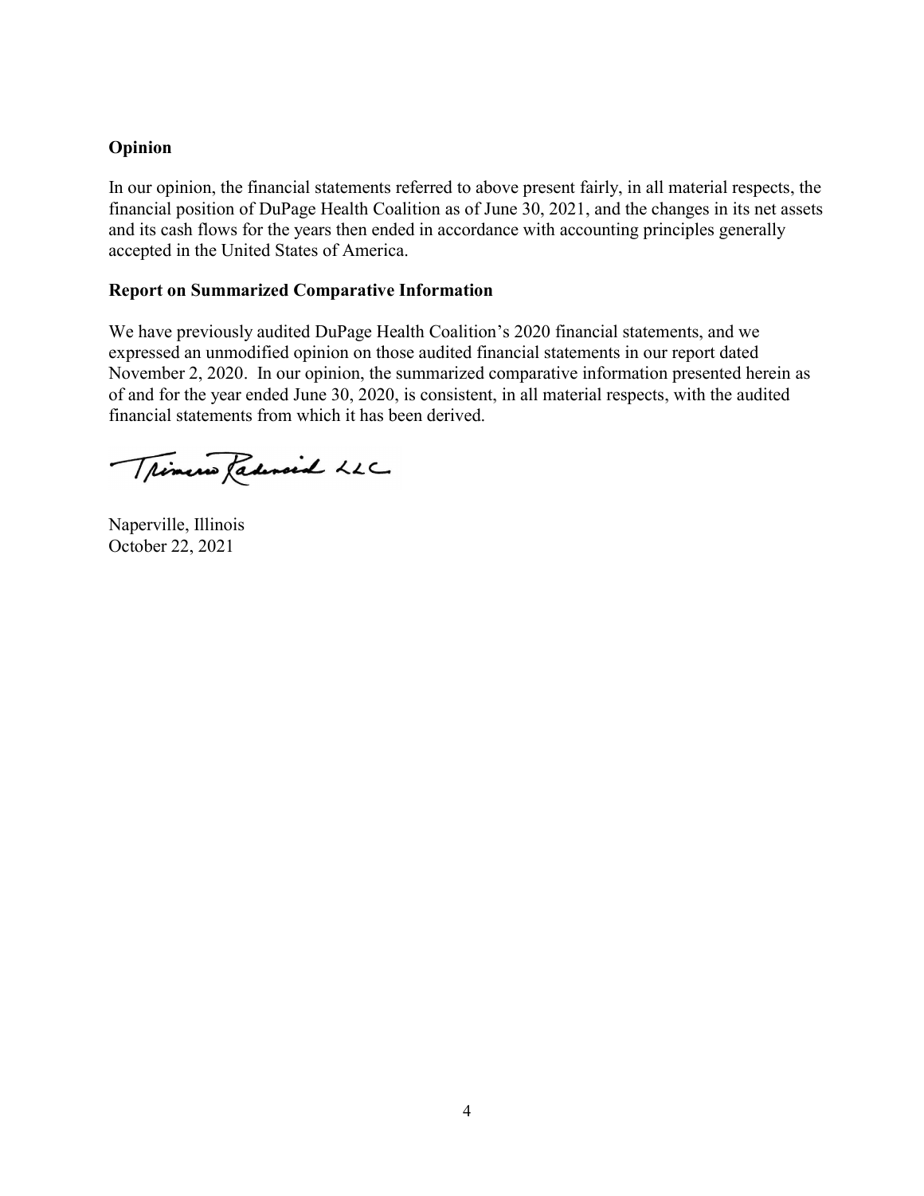**Opinion**

In our opinion, the financial statements referred to above present fairly, in all material respects, the financial position of DuPage Health Coalition as of June 30, 2021, and the changes in its net assets and its cash flows for the years then ended in accordance with accounting principles generally accepted in the United States of America.

**Report on Summarized Comparative Information**

We have previously audited DuPage Health Coalition's 2020 financial statements, and we expressed an unmodified opinion on those audited financial statements in our report dated November 2, 2020. In our opinion, the summarized comparative information presented herein as of and for the year ended June 30, 2020, is consistent, in all material respects, with the audited financial statements from which it has been derived.

Thimerro Radensid LLC

Naperville, Illinois
October 22, 2021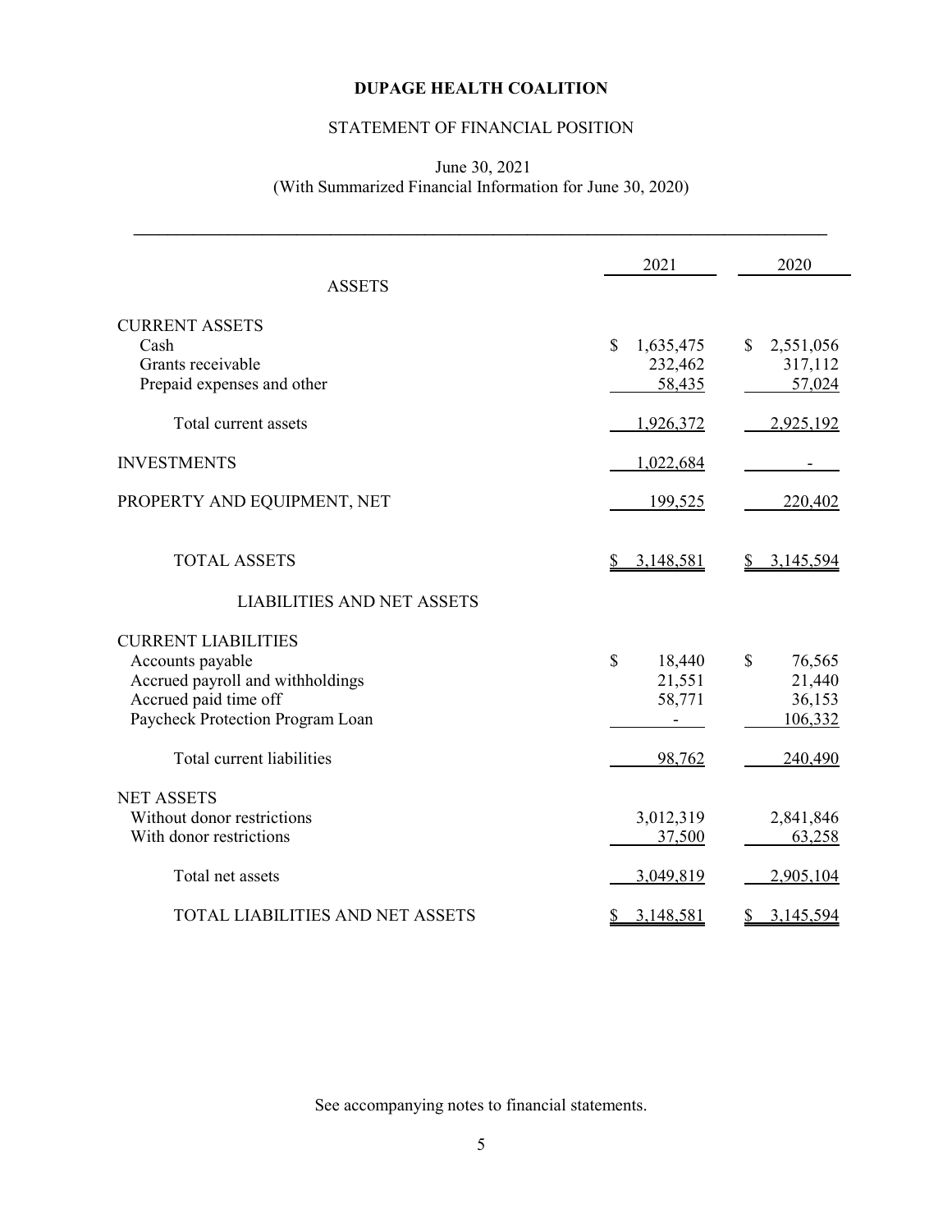# DUPAGE HEALTH COALITION

## STATEMENT OF FINANCIAL POSITION

June 30, 2021
(With Summarized Financial Information for June 30, 2020)

| | 2021 | 2020 |
|---|---|---|
| **ASSETS** | | |
| CURRENT ASSETS | | |
| Cash | $ 1,635,475 | $ 2,551,056 |
| Grants receivable | 232,462 | 317,112 |
| Prepaid expenses and other | 58,435 | 57,024 |
| Total current assets | 1,926,372 | 2,925,192 |
| INVESTMENTS | 1,022,684 | - |
| PROPERTY AND EQUIPMENT, NET | 199,525 | 220,402 |
| TOTAL ASSETS | $ 3,148,581 | $ 3,145,594 |
| **LIABILITIES AND NET ASSETS** | | |
| CURRENT LIABILITIES | | |
| Accounts payable | $ 18,440 | $ 76,565 |
| Accrued payroll and withholdings | 21,551 | 21,440 |
| Accrued paid time off | 58,771 | 36,153 |
| Paycheck Protection Program Loan | - | 106,332 |
| Total current liabilities | 98,762 | 240,490 |
| NET ASSETS | | |
| Without donor restrictions | 3,012,319 | 2,841,846 |
| With donor restrictions | 37,500 | 63,258 |
| Total net assets | 3,049,819 | 2,905,104 |
| TOTAL LIABILITIES AND NET ASSETS | $ 3,148,581 | $ 3,145,594 |

See accompanying notes to financial statements.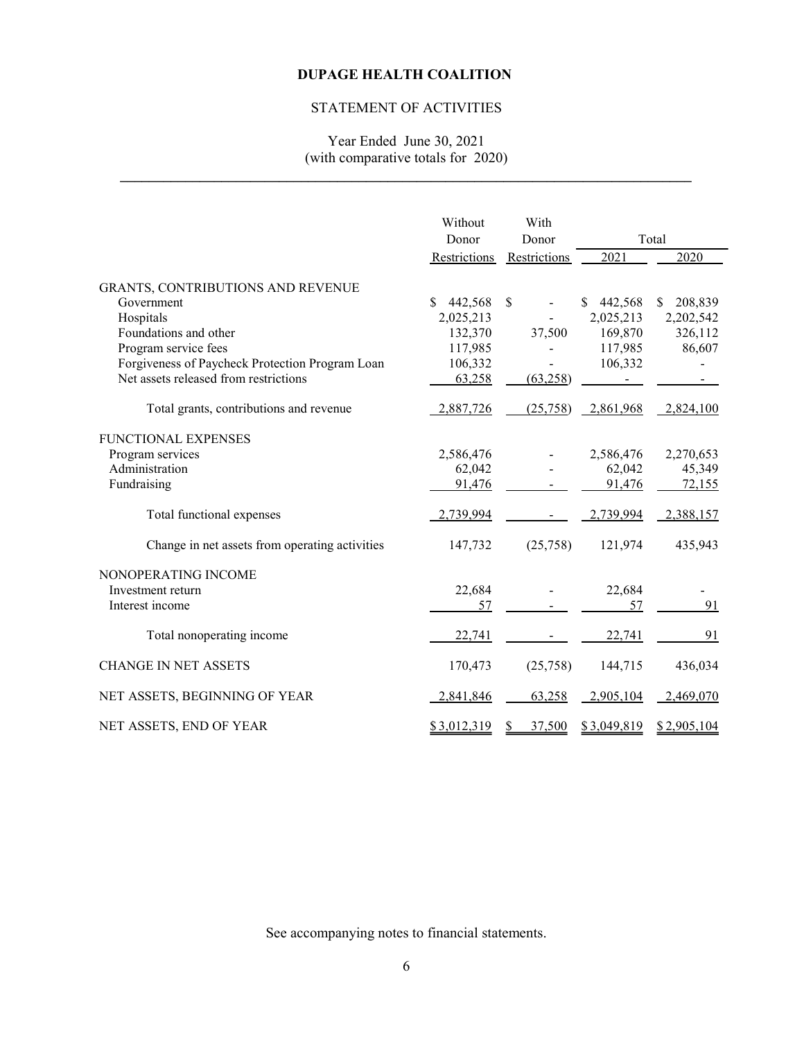# DUPAGE HEALTH COALITION

## STATEMENT OF ACTIVITIES

Year Ended June 30, 2021
(with comparative totals for 2020)

| | Without Donor Restrictions | With Donor Restrictions | Total 2021 | Total 2020 |
|---|---|---|---|---|
| **GRANTS, CONTRIBUTIONS AND REVENUE** | | | | |
| Government | $ 442,568 | $ - | $ 442,568 | $ 208,839 |
| Hospitals | 2,025,213 | - | 2,025,213 | 2,202,542 |
| Foundations and other | 132,370 | 37,500 | 169,870 | 326,112 |
| Program service fees | 117,985 | - | 117,985 | 86,607 |
| Forgiveness of Paycheck Protection Program Loan | 106,332 | - | 106,332 | - |
| Net assets released from restrictions | 63,258 | (63,258) | - | - |
| Total grants, contributions and revenue | 2,887,726 | (25,758) | 2,861,968 | 2,824,100 |
| **FUNCTIONAL EXPENSES** | | | | |
| Program services | 2,586,476 | - | 2,586,476 | 2,270,653 |
| Administration | 62,042 | - | 62,042 | 45,349 |
| Fundraising | 91,476 | - | 91,476 | 72,155 |
| Total functional expenses | 2,739,994 | - | 2,739,994 | 2,388,157 |
| Change in net assets from operating activities | 147,732 | (25,758) | 121,974 | 435,943 |
| **NONOPERATING INCOME** | | | | |
| Investment return | 22,684 | - | 22,684 | - |
| Interest income | 57 | - | 57 | 91 |
| Total nonoperating income | 22,741 | - | 22,741 | 91 |
| CHANGE IN NET ASSETS | 170,473 | (25,758) | 144,715 | 436,034 |
| NET ASSETS, BEGINNING OF YEAR | 2,841,846 | 63,258 | 2,905,104 | 2,469,070 |
| NET ASSETS, END OF YEAR | $ 3,012,319 | $ 37,500 | $ 3,049,819 | $ 2,905,104 |

See accompanying notes to financial statements.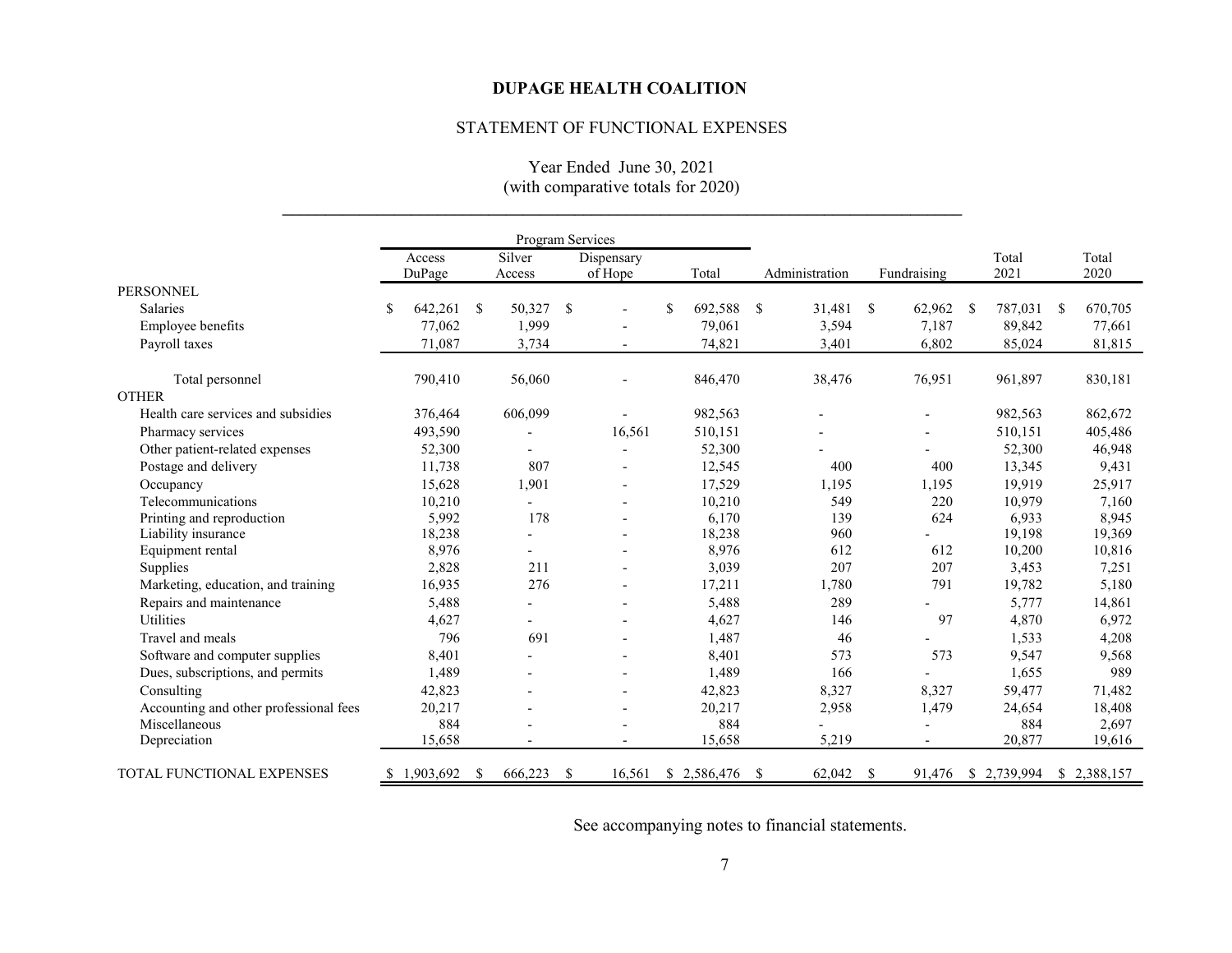# DUPAGE HEALTH COALITION

## STATEMENT OF FUNCTIONAL EXPENSES

Year Ended June 30, 2021
(with comparative totals for 2020)

| | Program Services | | | | | | | |
|---|---|---|---|---|---|---|---|---|
| | Access DuPage | Silver Access | Dispensary of Hope | Total | Administration | Fundraising | Total 2021 | Total 2020 |
| PERSONNEL | | | | | | | | |
| Salaries | $ 642,261 | $ 50,327 | $ - | $ 692,588 | $ 31,481 | $ 62,962 | $ 787,031 | $ 670,705 |
| Employee benefits | 77,062 | 1,999 | - | 79,061 | 3,594 | 7,187 | 89,842 | 77,661 |
| Payroll taxes | 71,087 | 3,734 | - | 74,821 | 3,401 | 6,802 | 85,024 | 81,815 |
| Total personnel | 790,410 | 56,060 | - | 846,470 | 38,476 | 76,951 | 961,897 | 830,181 |
| OTHER | | | | | | | | |
| Health care services and subsidies | 376,464 | 606,099 | - | 982,563 | - | - | 982,563 | 862,672 |
| Pharmacy services | 493,590 | - | 16,561 | 510,151 | - | - | 510,151 | 405,486 |
| Other patient-related expenses | 52,300 | - | - | 52,300 | - | - | 52,300 | 46,948 |
| Postage and delivery | 11,738 | 807 | - | 12,545 | 400 | 400 | 13,345 | 9,431 |
| Occupancy | 15,628 | 1,901 | - | 17,529 | 1,195 | 1,195 | 19,919 | 25,917 |
| Telecommunications | 10,210 | - | - | 10,210 | 549 | 220 | 10,979 | 7,160 |
| Printing and reproduction | 5,992 | 178 | - | 6,170 | 139 | 624 | 6,933 | 8,945 |
| Liability insurance | 18,238 | - | - | 18,238 | 960 | - | 19,198 | 19,369 |
| Equipment rental | 8,976 | - | - | 8,976 | 612 | 612 | 10,200 | 10,816 |
| Supplies | 2,828 | 211 | - | 3,039 | 207 | 207 | 3,453 | 7,251 |
| Marketing, education, and training | 16,935 | 276 | - | 17,211 | 1,780 | 791 | 19,782 | 5,180 |
| Repairs and maintenance | 5,488 | - | - | 5,488 | 289 | - | 5,777 | 14,861 |
| Utilities | 4,627 | - | - | 4,627 | 146 | 97 | 4,870 | 6,972 |
| Travel and meals | 796 | 691 | - | 1,487 | 46 | - | 1,533 | 4,208 |
| Software and computer supplies | 8,401 | - | - | 8,401 | 573 | 573 | 9,547 | 9,568 |
| Dues, subscriptions, and permits | 1,489 | - | - | 1,489 | 166 | - | 1,655 | 989 |
| Consulting | 42,823 | - | - | 42,823 | 8,327 | 8,327 | 59,477 | 71,482 |
| Accounting and other professional fees | 20,217 | - | - | 20,217 | 2,958 | 1,479 | 24,654 | 18,408 |
| Miscellaneous | 884 | - | - | 884 | - | - | 884 | 2,697 |
| Depreciation | 15,658 | - | - | 15,658 | 5,219 | - | 20,877 | 19,616 |
| TOTAL FUNCTIONAL EXPENSES | $ 1,903,692 | $ 666,223 | $ 16,561 | $ 2,586,476 | $ 62,042 | $ 91,476 | $ 2,739,994 | $ 2,388,157 |

See accompanying notes to financial statements.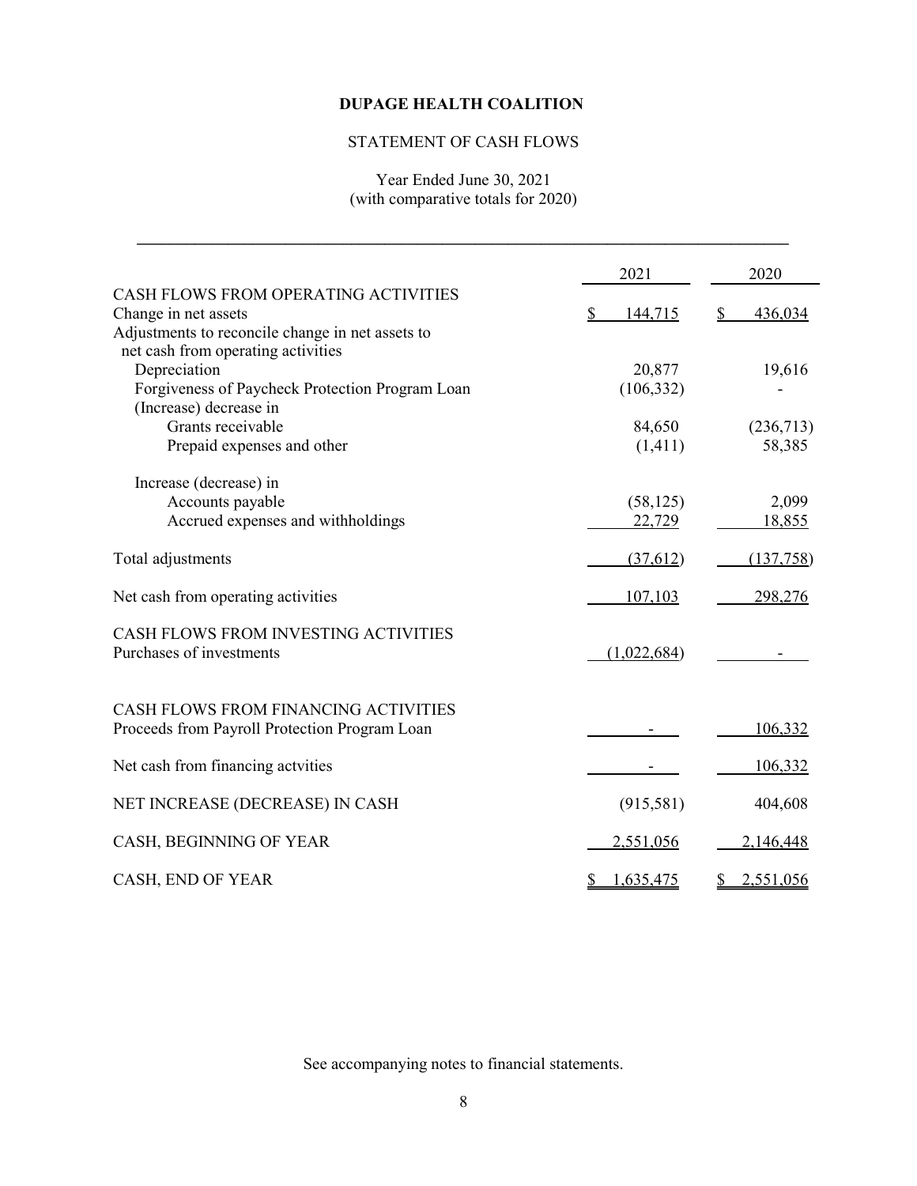# DUPAGE HEALTH COALITION

## STATEMENT OF CASH FLOWS

Year Ended June 30, 2021
(with comparative totals for 2020)

| | 2021 | 2020 |
|---|---|---|
| CASH FLOWS FROM OPERATING ACTIVITIES | | |
| Change in net assets | $ 144,715 | $ 436,034 |
| Adjustments to reconcile change in net assets to net cash from operating activities | | |
| Depreciation | 20,877 | 19,616 |
| Forgiveness of Paycheck Protection Program Loan | (106,332) | - |
| (Increase) decrease in | | |
| Grants receivable | 84,650 | (236,713) |
| Prepaid expenses and other | (1,411) | 58,385 |
| Increase (decrease) in | | |
| Accounts payable | (58,125) | 2,099 |
| Accrued expenses and withholdings | 22,729 | 18,855 |
| Total adjustments | (37,612) | (137,758) |
| Net cash from operating activities | 107,103 | 298,276 |
| CASH FLOWS FROM INVESTING ACTIVITIES | | |
| Purchases of investments | (1,022,684) | - |
| CASH FLOWS FROM FINANCING ACTIVITIES | | |
| Proceeds from Payroll Protection Program Loan | - | 106,332 |
| Net cash from financing actvities | - | 106,332 |
| NET INCREASE (DECREASE) IN CASH | (915,581) | 404,608 |
| CASH, BEGINNING OF YEAR | 2,551,056 | 2,146,448 |
| CASH, END OF YEAR | $ 1,635,475 | $ 2,551,056 |

See accompanying notes to financial statements.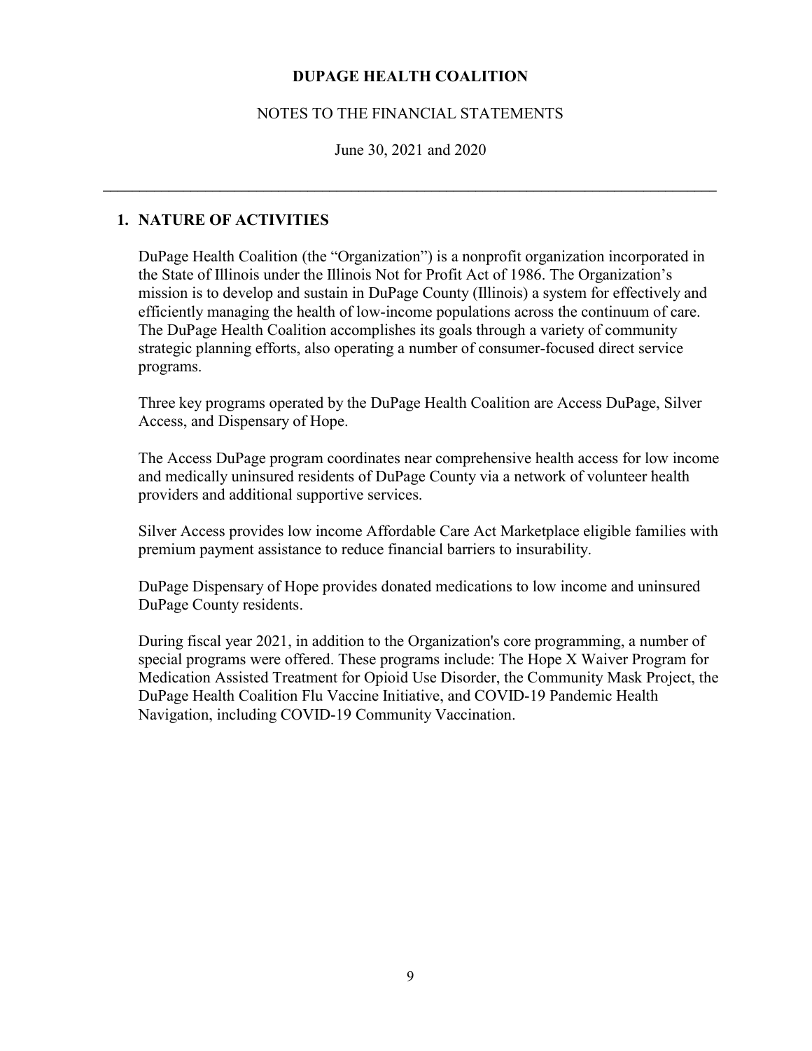# DUPAGE HEALTH COALITION

NOTES TO THE FINANCIAL STATEMENTS

June 30, 2021 and 2020

---

## 1. NATURE OF ACTIVITIES

DuPage Health Coalition (the "Organization") is a nonprofit organization incorporated in the State of Illinois under the Illinois Not for Profit Act of 1986. The Organization's mission is to develop and sustain in DuPage County (Illinois) a system for effectively and efficiently managing the health of low-income populations across the continuum of care. The DuPage Health Coalition accomplishes its goals through a variety of community strategic planning efforts, also operating a number of consumer-focused direct service programs.

Three key programs operated by the DuPage Health Coalition are Access DuPage, Silver Access, and Dispensary of Hope.

The Access DuPage program coordinates near comprehensive health access for low income and medically uninsured residents of DuPage County via a network of volunteer health providers and additional supportive services.

Silver Access provides low income Affordable Care Act Marketplace eligible families with premium payment assistance to reduce financial barriers to insurability.

DuPage Dispensary of Hope provides donated medications to low income and uninsured DuPage County residents.

During fiscal year 2021, in addition to the Organization's core programming, a number of special programs were offered. These programs include: The Hope X Waiver Program for Medication Assisted Treatment for Opioid Use Disorder, the Community Mask Project, the DuPage Health Coalition Flu Vaccine Initiative, and COVID-19 Pandemic Health Navigation, including COVID-19 Community Vaccination.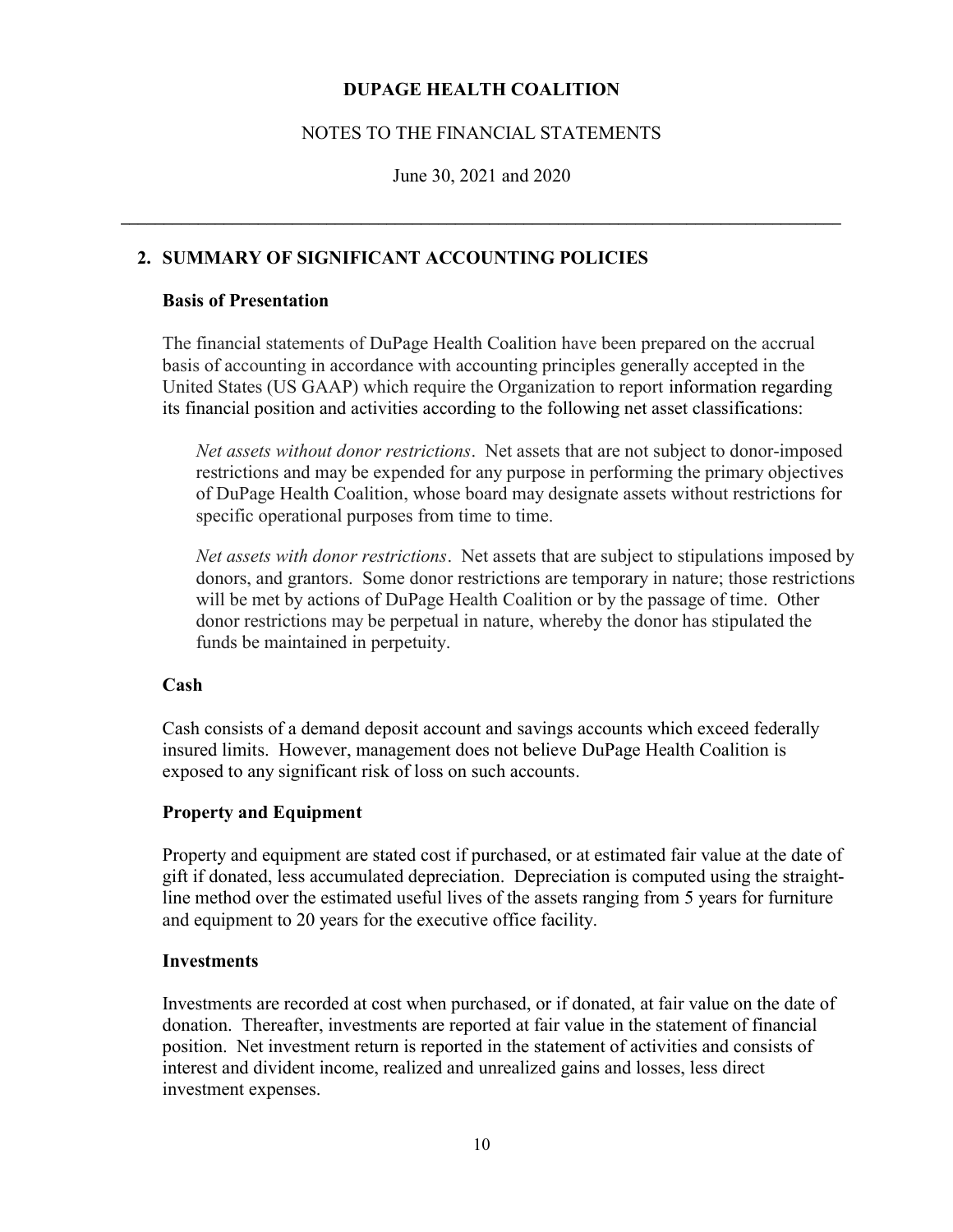# DUPAGE HEALTH COALITION

NOTES TO THE FINANCIAL STATEMENTS

June 30, 2021 and 2020

## 2. SUMMARY OF SIGNIFICANT ACCOUNTING POLICIES

### Basis of Presentation

The financial statements of DuPage Health Coalition have been prepared on the accrual basis of accounting in accordance with accounting principles generally accepted in the United States (US GAAP) which require the Organization to report information regarding its financial position and activities according to the following net asset classifications:

*Net assets without donor restrictions*. Net assets that are not subject to donor-imposed restrictions and may be expended for any purpose in performing the primary objectives of DuPage Health Coalition, whose board may designate assets without restrictions for specific operational purposes from time to time.

*Net assets with donor restrictions*. Net assets that are subject to stipulations imposed by donors, and grantors. Some donor restrictions are temporary in nature; those restrictions will be met by actions of DuPage Health Coalition or by the passage of time. Other donor restrictions may be perpetual in nature, whereby the donor has stipulated the funds be maintained in perpetuity.

### Cash

Cash consists of a demand deposit account and savings accounts which exceed federally insured limits. However, management does not believe DuPage Health Coalition is exposed to any significant risk of loss on such accounts.

### Property and Equipment

Property and equipment are stated cost if purchased, or at estimated fair value at the date of gift if donated, less accumulated depreciation. Depreciation is computed using the straight-line method over the estimated useful lives of the assets ranging from 5 years for furniture and equipment to 20 years for the executive office facility.

### Investments

Investments are recorded at cost when purchased, or if donated, at fair value on the date of donation. Thereafter, investments are reported at fair value in the statement of financial position. Net investment return is reported in the statement of activities and consists of interest and divident income, realized and unrealized gains and losses, less direct investment expenses.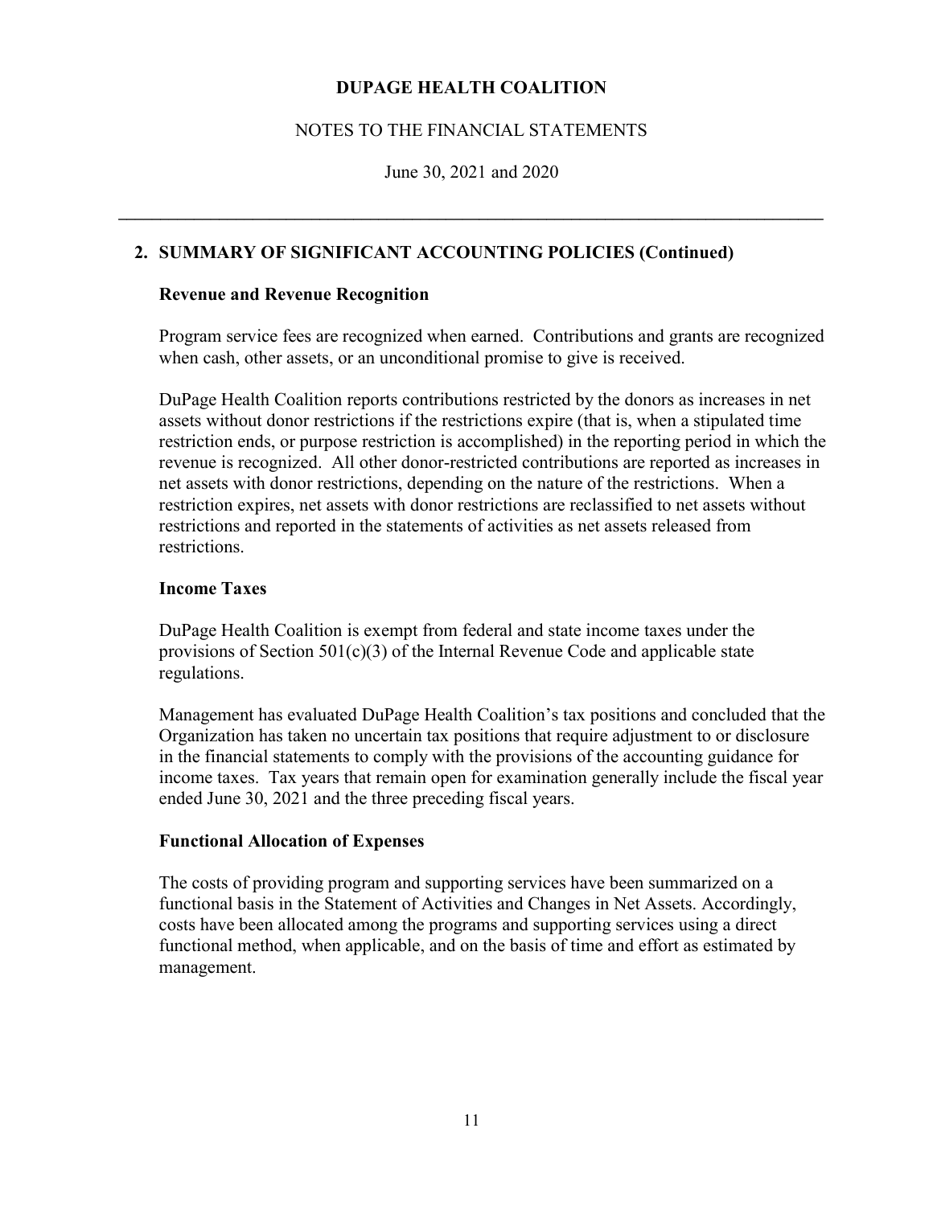## 2. SUMMARY OF SIGNIFICANT ACCOUNTING POLICIES (Continued)

### Revenue and Revenue Recognition

Program service fees are recognized when earned. Contributions and grants are recognized when cash, other assets, or an unconditional promise to give is received.

DuPage Health Coalition reports contributions restricted by the donors as increases in net assets without donor restrictions if the restrictions expire (that is, when a stipulated time restriction ends, or purpose restriction is accomplished) in the reporting period in which the revenue is recognized. All other donor-restricted contributions are reported as increases in net assets with donor restrictions, depending on the nature of the restrictions. When a restriction expires, net assets with donor restrictions are reclassified to net assets without restrictions and reported in the statements of activities as net assets released from restrictions.

### Income Taxes

DuPage Health Coalition is exempt from federal and state income taxes under the provisions of Section 501(c)(3) of the Internal Revenue Code and applicable state regulations.

Management has evaluated DuPage Health Coalition's tax positions and concluded that the Organization has taken no uncertain tax positions that require adjustment to or disclosure in the financial statements to comply with the provisions of the accounting guidance for income taxes. Tax years that remain open for examination generally include the fiscal year ended June 30, 2021 and the three preceding fiscal years.

### Functional Allocation of Expenses

The costs of providing program and supporting services have been summarized on a functional basis in the Statement of Activities and Changes in Net Assets. Accordingly, costs have been allocated among the programs and supporting services using a direct functional method, when applicable, and on the basis of time and effort as estimated by management.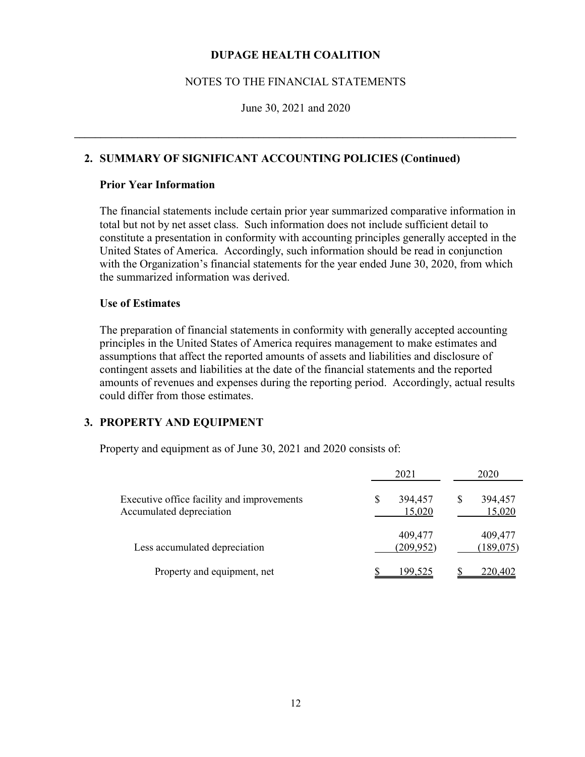# DUPAGE HEALTH COALITION

## NOTES TO THE FINANCIAL STATEMENTS

June 30, 2021 and 2020

---

## 2. SUMMARY OF SIGNIFICANT ACCOUNTING POLICIES (Continued)

### Prior Year Information

The financial statements include certain prior year summarized comparative information in total but not by net asset class. Such information does not include sufficient detail to constitute a presentation in conformity with accounting principles generally accepted in the United States of America. Accordingly, such information should be read in conjunction with the Organization's financial statements for the year ended June 30, 2020, from which the summarized information was derived.

### Use of Estimates

The preparation of financial statements in conformity with generally accepted accounting principles in the United States of America requires management to make estimates and assumptions that affect the reported amounts of assets and liabilities and disclosure of contingent assets and liabilities at the date of the financial statements and the reported amounts of revenues and expenses during the reporting period. Accordingly, actual results could differ from those estimates.

## 3. PROPERTY AND EQUIPMENT

Property and equipment as of June 30, 2021 and 2020 consists of:

| | 2021 | 2020 |
|---|---|---|
| Executive office facility and improvements | $ 394,457 | $ 394,457 |
| Accumulated depreciation | 15,020 | 15,020 |
| | 409,477 | 409,477 |
| Less accumulated depreciation | (209,952) | (189,075) |
| Property and equipment, net | $ 199,525 | $ 220,402 |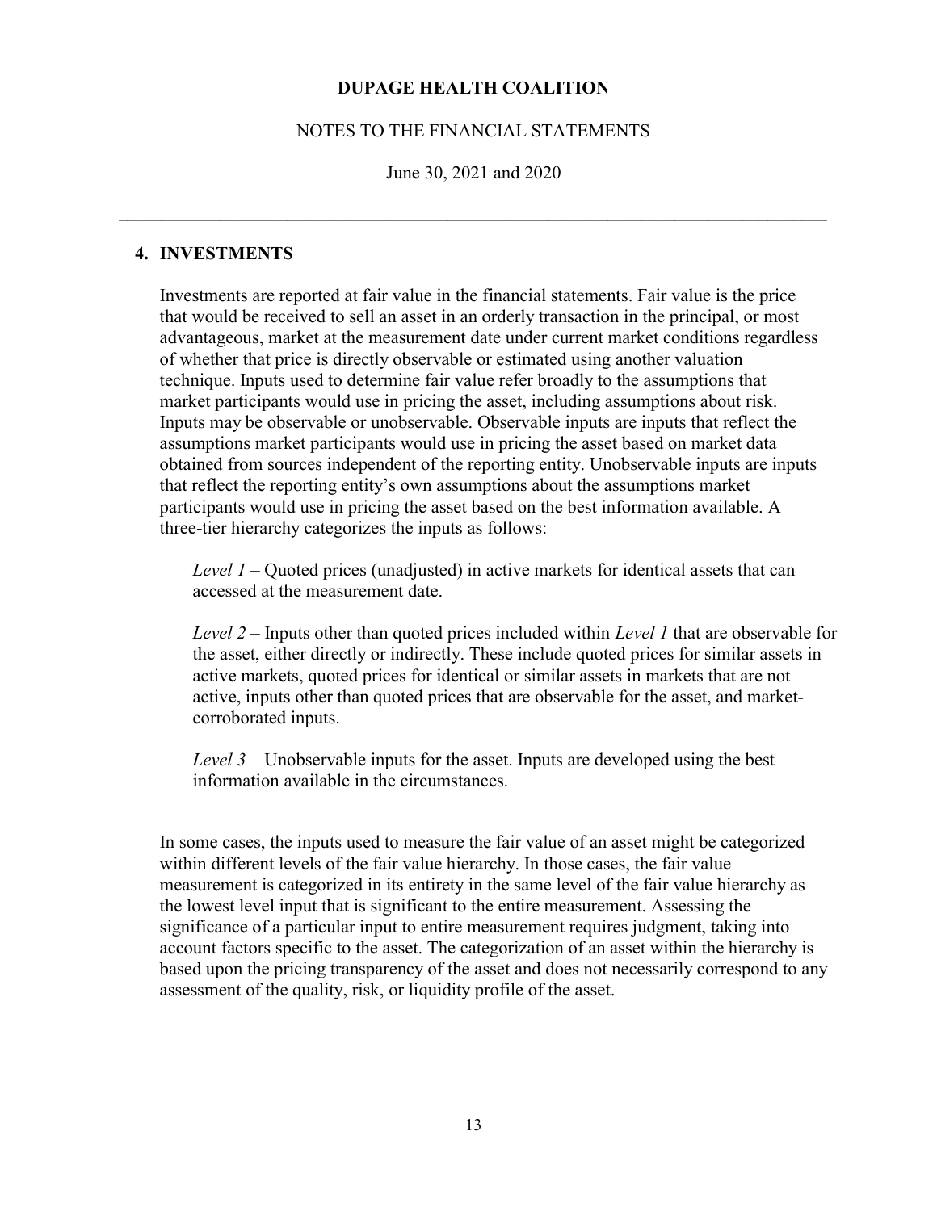# DUPAGE HEALTH COALITION

NOTES TO THE FINANCIAL STATEMENTS

June 30, 2021 and 2020

## 4. INVESTMENTS

Investments are reported at fair value in the financial statements. Fair value is the price that would be received to sell an asset in an orderly transaction in the principal, or most advantageous, market at the measurement date under current market conditions regardless of whether that price is directly observable or estimated using another valuation technique. Inputs used to determine fair value refer broadly to the assumptions that market participants would use in pricing the asset, including assumptions about risk. Inputs may be observable or unobservable. Observable inputs are inputs that reflect the assumptions market participants would use in pricing the asset based on market data obtained from sources independent of the reporting entity. Unobservable inputs are inputs that reflect the reporting entity's own assumptions about the assumptions market participants would use in pricing the asset based on the best information available. A three-tier hierarchy categorizes the inputs as follows:

*Level 1* – Quoted prices (unadjusted) in active markets for identical assets that can accessed at the measurement date.

*Level 2* – Inputs other than quoted prices included within *Level 1* that are observable for the asset, either directly or indirectly. These include quoted prices for similar assets in active markets, quoted prices for identical or similar assets in markets that are not active, inputs other than quoted prices that are observable for the asset, and market-corroborated inputs.

*Level 3* – Unobservable inputs for the asset. Inputs are developed using the best information available in the circumstances.

In some cases, the inputs used to measure the fair value of an asset might be categorized within different levels of the fair value hierarchy. In those cases, the fair value measurement is categorized in its entirety in the same level of the fair value hierarchy as the lowest level input that is significant to the entire measurement. Assessing the significance of a particular input to entire measurement requires judgment, taking into account factors specific to the asset. The categorization of an asset within the hierarchy is based upon the pricing transparency of the asset and does not necessarily correspond to any assessment of the quality, risk, or liquidity profile of the asset.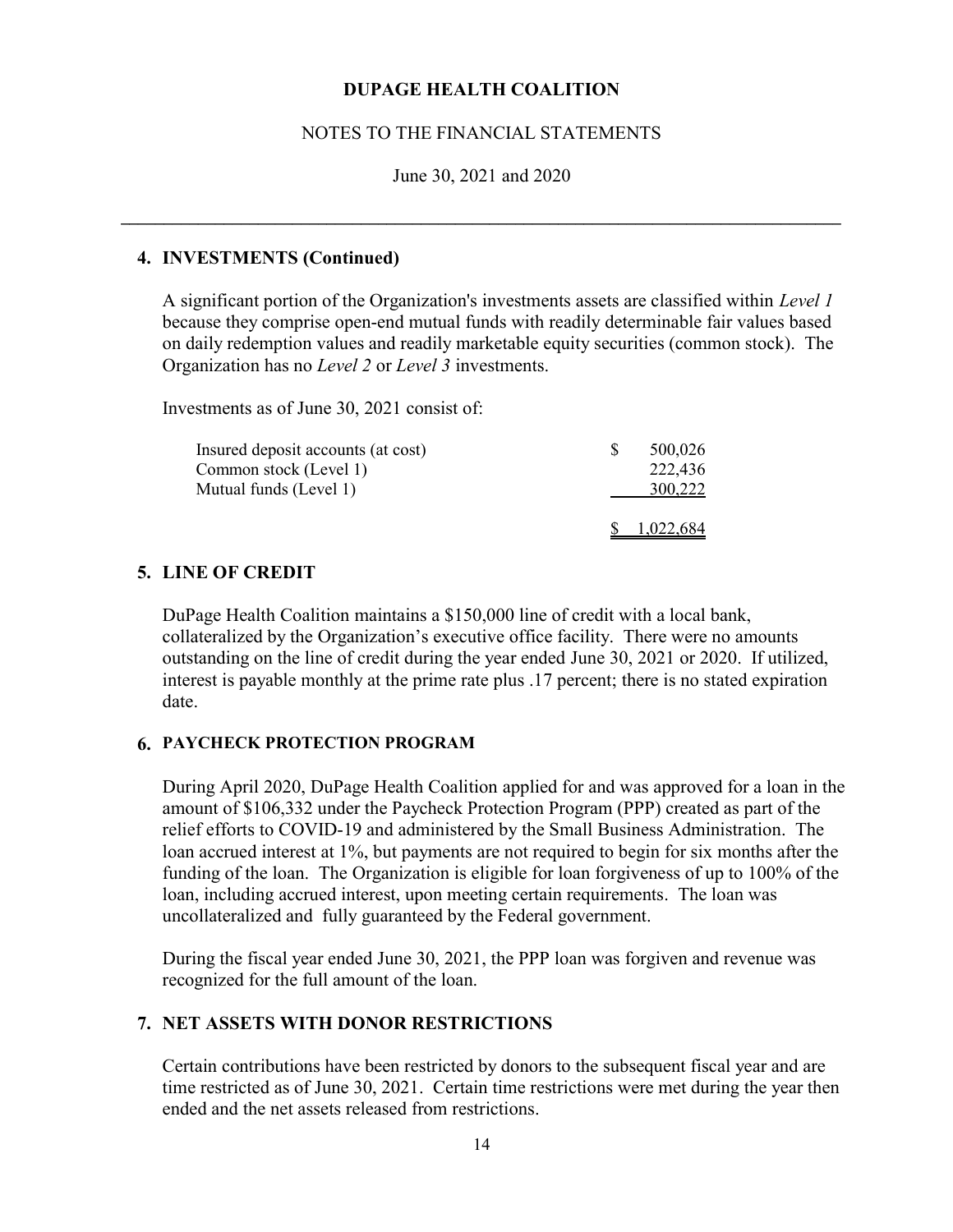## 4. INVESTMENTS (Continued)

A significant portion of the Organization's investments assets are classified within *Level 1* because they comprise open-end mutual funds with readily determinable fair values based on daily redemption values and readily marketable equity securities (common stock). The Organization has no *Level 2* or *Level 3* investments.

Investments as of June 30, 2021 consist of:

| | |
|---|---|
| Insured deposit accounts (at cost) | $ 500,026 |
| Common stock (Level 1) | 222,436 |
| Mutual funds (Level 1) | 300,222 |
| | $ 1,022,684 |

## 5. LINE OF CREDIT

DuPage Health Coalition maintains a $150,000 line of credit with a local bank, collateralized by the Organization's executive office facility. There were no amounts outstanding on the line of credit during the year ended June 30, 2021 or 2020. If utilized, interest is payable monthly at the prime rate plus .17 percent; there is no stated expiration date.

## 6. PAYCHECK PROTECTION PROGRAM

During April 2020, DuPage Health Coalition applied for and was approved for a loan in the amount of $106,332 under the Paycheck Protection Program (PPP) created as part of the relief efforts to COVID-19 and administered by the Small Business Administration. The loan accrued interest at 1%, but payments are not required to begin for six months after the funding of the loan. The Organization is eligible for loan forgiveness of up to 100% of the loan, including accrued interest, upon meeting certain requirements. The loan was uncollateralized and fully guaranteed by the Federal government.

During the fiscal year ended June 30, 2021, the PPP loan was forgiven and revenue was recognized for the full amount of the loan.

## 7. NET ASSETS WITH DONOR RESTRICTIONS

Certain contributions have been restricted by donors to the subsequent fiscal year and are time restricted as of June 30, 2021. Certain time restrictions were met during the year then ended and the net assets released from restrictions.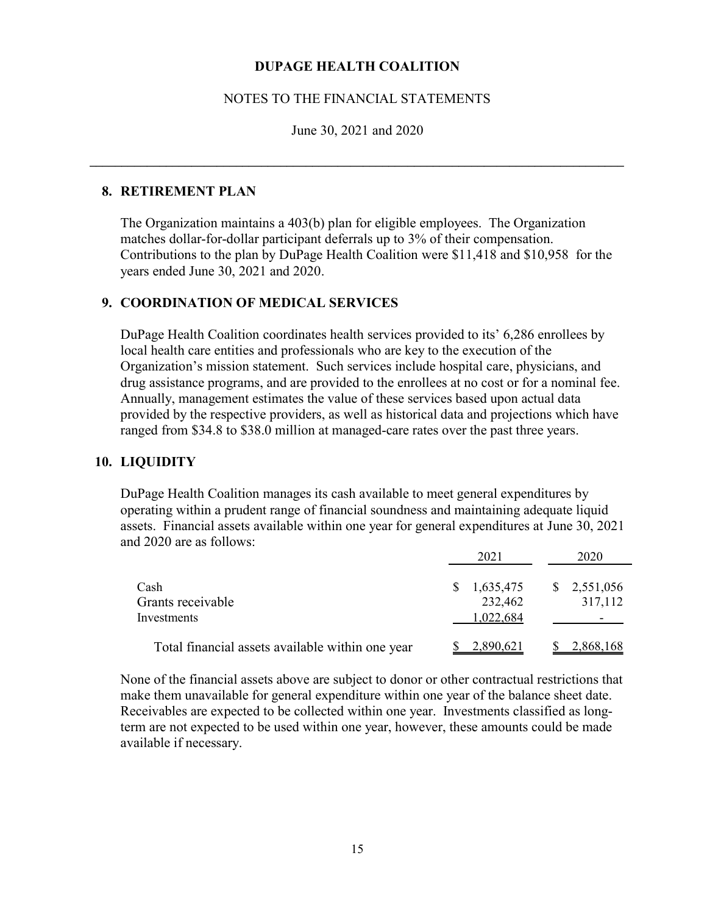# DUPAGE HEALTH COALITION

NOTES TO THE FINANCIAL STATEMENTS

June 30, 2021 and 2020

## 8. RETIREMENT PLAN

The Organization maintains a 403(b) plan for eligible employees. The Organization matches dollar-for-dollar participant deferrals up to 3% of their compensation. Contributions to the plan by DuPage Health Coalition were $11,418 and $10,958 for the years ended June 30, 2021 and 2020.

## 9. COORDINATION OF MEDICAL SERVICES

DuPage Health Coalition coordinates health services provided to its' 6,286 enrollees by local health care entities and professionals who are key to the execution of the Organization's mission statement. Such services include hospital care, physicians, and drug assistance programs, and are provided to the enrollees at no cost or for a nominal fee. Annually, management estimates the value of these services based upon actual data provided by the respective providers, as well as historical data and projections which have ranged from $34.8 to $38.0 million at managed-care rates over the past three years.

## 10. LIQUIDITY

DuPage Health Coalition manages its cash available to meet general expenditures by operating within a prudent range of financial soundness and maintaining adequate liquid assets. Financial assets available within one year for general expenditures at June 30, 2021 and 2020 are as follows:

| | 2021 | 2020 |
|---|---|---|
| Cash | $ 1,635,475 | $ 2,551,056 |
| Grants receivable | 232,462 | 317,112 |
| Investments | 1,022,684 | - |
| Total financial assets available within one year | $ 2,890,621 | $ 2,868,168 |

None of the financial assets above are subject to donor or other contractual restrictions that make them unavailable for general expenditure within one year of the balance sheet date. Receivables are expected to be collected within one year. Investments classified as long-term are not expected to be used within one year, however, these amounts could be made available if necessary.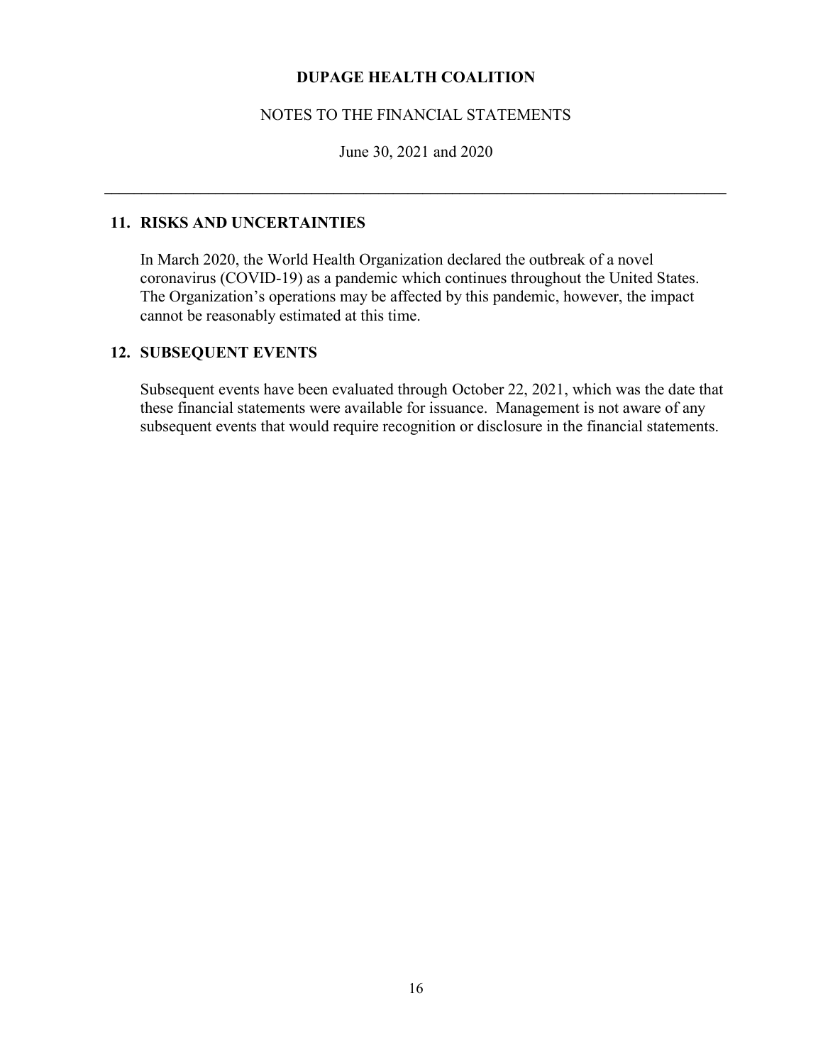## 11. RISKS AND UNCERTAINTIES

In March 2020, the World Health Organization declared the outbreak of a novel coronavirus (COVID-19) as a pandemic which continues throughout the United States. The Organization's operations may be affected by this pandemic, however, the impact cannot be reasonably estimated at this time.

## 12. SUBSEQUENT EVENTS

Subsequent events have been evaluated through October 22, 2021, which was the date that these financial statements were available for issuance. Management is not aware of any subsequent events that would require recognition or disclosure in the financial statements.